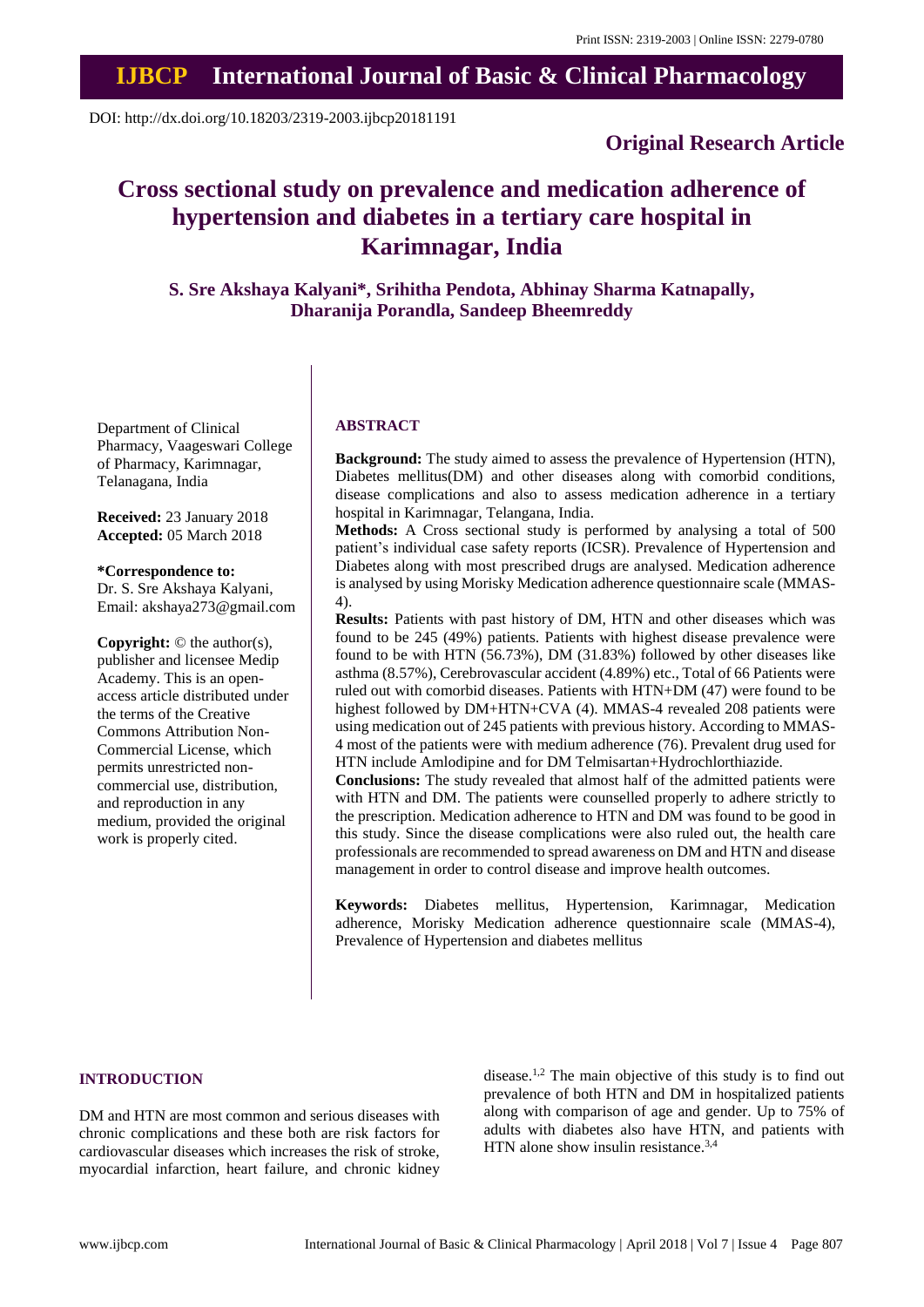Print ISSN: 2319-2003 | Online ISSN: 2279-0780

# IJBCP International Journal of Basic & Clinical Pharmacology

DOI: http://dx.doi.org/10.18203/2319-2003.ijbcp20181191

**Original Research Article**

# Cross sectional study on prevalence and medication adherence of hypertension and diabetes in a tertiary care hospital in Karimnagar, India

**S. Sre Akshaya Kalyani\*, Srihitha Pendota, Abhinay Sharma Katnapally, Dharanija Porandla, Sandeep Bheemreddy**

Department of Clinical Pharmacy, Vaageswari College of Pharmacy, Karimnagar, Telanagana, India

**Received:** 23 January 2018
**Accepted:** 05 March 2018

**\*Correspondence to:**
Dr. S. Sre Akshaya Kalyani,
Email: akshaya273@gmail.com

**Copyright:** © the author(s), publisher and licensee Medip Academy. This is an open-access article distributed under the terms of the Creative Commons Attribution Non-Commercial License, which permits unrestricted non-commercial use, distribution, and reproduction in any medium, provided the original work is properly cited.

## ABSTRACT

**Background:** The study aimed to assess the prevalence of Hypertension (HTN), Diabetes mellitus(DM) and other diseases along with comorbid conditions, disease complications and also to assess medication adherence in a tertiary hospital in Karimnagar, Telangana, India.

**Methods:** A Cross sectional study is performed by analysing a total of 500 patient's individual case safety reports (ICSR). Prevalence of Hypertension and Diabetes along with most prescribed drugs are analysed. Medication adherence is analysed by using Morisky Medication adherence questionnaire scale (MMAS-4).

**Results:** Patients with past history of DM, HTN and other diseases which was found to be 245 (49%) patients. Patients with highest disease prevalence were found to be with HTN (56.73%), DM (31.83%) followed by other diseases like asthma (8.57%), Cerebrovascular accident (4.89%) etc., Total of 66 Patients were ruled out with comorbid diseases. Patients with HTN+DM (47) were found to be highest followed by DM+HTN+CVA (4). MMAS-4 revealed 208 patients were using medication out of 245 patients with previous history. According to MMAS-4 most of the patients were with medium adherence (76). Prevalent drug used for HTN include Amlodipine and for DM Telmisartan+Hydrochlorthiazide.

**Conclusions:** The study revealed that almost half of the admitted patients were with HTN and DM. The patients were counselled properly to adhere strictly to the prescription. Medication adherence to HTN and DM was found to be good in this study. Since the disease complications were also ruled out, the health care professionals are recommended to spread awareness on DM and HTN and disease management in order to control disease and improve health outcomes.

**Keywords:** Diabetes mellitus, Hypertension, Karimnagar, Medication adherence, Morisky Medication adherence questionnaire scale (MMAS-4), Prevalence of Hypertension and diabetes mellitus

## INTRODUCTION

DM and HTN are most common and serious diseases with chronic complications and these both are risk factors for cardiovascular diseases which increases the risk of stroke, myocardial infarction, heart failure, and chronic kidney disease.[1,2] The main objective of this study is to find out prevalence of both HTN and DM in hospitalized patients along with comparison of age and gender. Up to 75% of adults with diabetes also have HTN, and patients with HTN alone show insulin resistance.[3,4]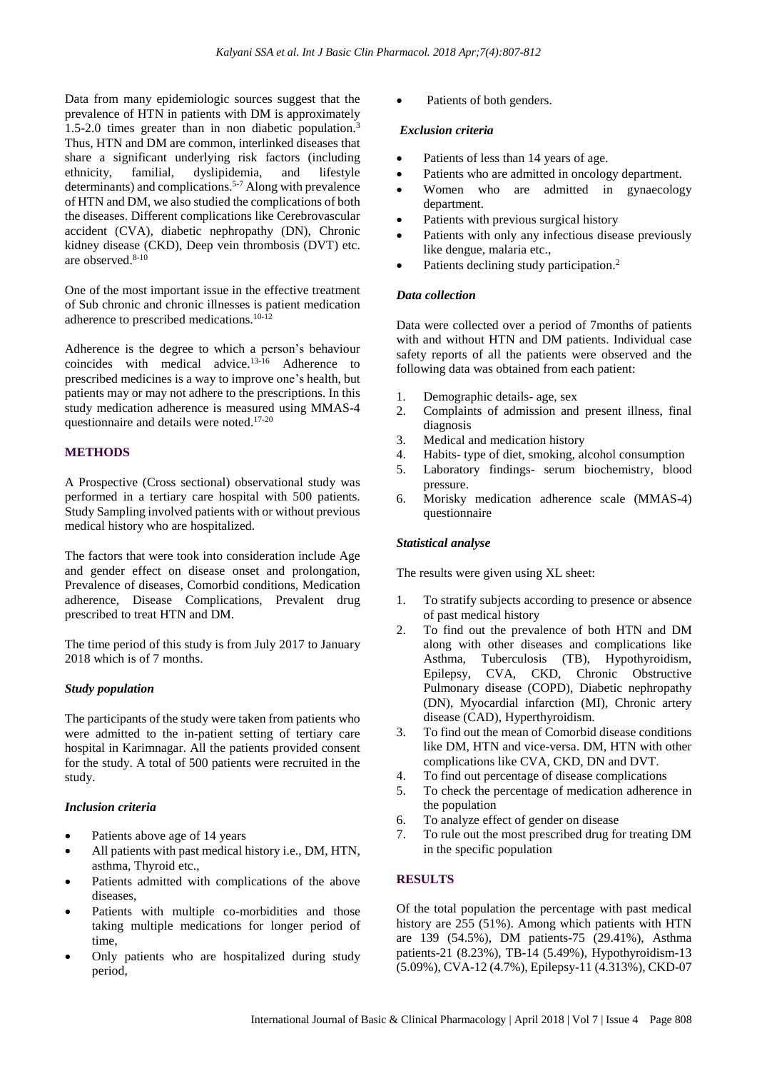Data from many epidemiologic sources suggest that the prevalence of HTN in patients with DM is approximately 1.5-2.0 times greater than in non diabetic population.[3] Thus, HTN and DM are common, interlinked diseases that share a significant underlying risk factors (including ethnicity, familial, dyslipidemia, and lifestyle determinants) and complications.[5-7] Along with prevalence of HTN and DM, we also studied the complications of both the diseases. Different complications like Cerebrovascular accident (CVA), diabetic nephropathy (DN), Chronic kidney disease (CKD), Deep vein thrombosis (DVT) etc. are observed.[8-10]

One of the most important issue in the effective treatment of Sub chronic and chronic illnesses is patient medication adherence to prescribed medications.[10-12]

Adherence is the degree to which a person's behaviour coincides with medical advice.[13-16] Adherence to prescribed medicines is a way to improve one's health, but patients may or may not adhere to the prescriptions. In this study medication adherence is measured using MMAS-4 questionnaire and details were noted.[17-20]

## METHODS

A Prospective (Cross sectional) observational study was performed in a tertiary care hospital with 500 patients. Study Sampling involved patients with or without previous medical history who are hospitalized.

The factors that were took into consideration include Age and gender effect on disease onset and prolongation, Prevalence of diseases, Comorbid conditions, Medication adherence, Disease Complications, Prevalent drug prescribed to treat HTN and DM.

The time period of this study is from July 2017 to January 2018 which is of 7 months.

### *Study population*

The participants of the study were taken from patients who were admitted to the in-patient setting of tertiary care hospital in Karimnagar. All the patients provided consent for the study. A total of 500 patients were recruited in the study.

### *Inclusion criteria*

- Patients above age of 14 years
- All patients with past medical history i.e., DM, HTN, asthma, Thyroid etc.,
- Patients admitted with complications of the above diseases,
- Patients with multiple co-morbidities and those taking multiple medications for longer period of time,
- Only patients who are hospitalized during study period,
- Patients of both genders.

### *Exclusion criteria*

- Patients of less than 14 years of age.
- Patients who are admitted in oncology department.
- Women who are admitted in gynaecology department.
- Patients with previous surgical history
- Patients with only any infectious disease previously like dengue, malaria etc.,
- Patients declining study participation.[2]

### *Data collection*

Data were collected over a period of 7months of patients with and without HTN and DM patients. Individual case safety reports of all the patients were observed and the following data was obtained from each patient:

1. Demographic details- age, sex
2. Complaints of admission and present illness, final diagnosis
3. Medical and medication history
4. Habits- type of diet, smoking, alcohol consumption
5. Laboratory findings- serum biochemistry, blood pressure.
6. Morisky medication adherence scale (MMAS-4) questionnaire

### *Statistical analyse*

The results were given using XL sheet:

1. To stratify subjects according to presence or absence of past medical history
2. To find out the prevalence of both HTN and DM along with other diseases and complications like Asthma, Tuberculosis (TB), Hypothyroidism, Epilepsy, CVA, CKD, Chronic Obstructive Pulmonary disease (COPD), Diabetic nephropathy (DN), Myocardial infarction (MI), Chronic artery disease (CAD), Hyperthyroidism.
3. To find out the mean of Comorbid disease conditions like DM, HTN and vice-versa. DM, HTN with other complications like CVA, CKD, DN and DVT.
4. To find out percentage of disease complications
5. To check the percentage of medication adherence in the population
6. To analyze effect of gender on disease
7. To rule out the most prescribed drug for treating DM in the specific population

## RESULTS

Of the total population the percentage with past medical history are 255 (51%). Among which patients with HTN are 139 (54.5%), DM patients-75 (29.41%), Asthma patients-21 (8.23%), TB-14 (5.49%), Hypothyroidism-13 (5.09%), CVA-12 (4.7%), Epilepsy-11 (4.313%), CKD-07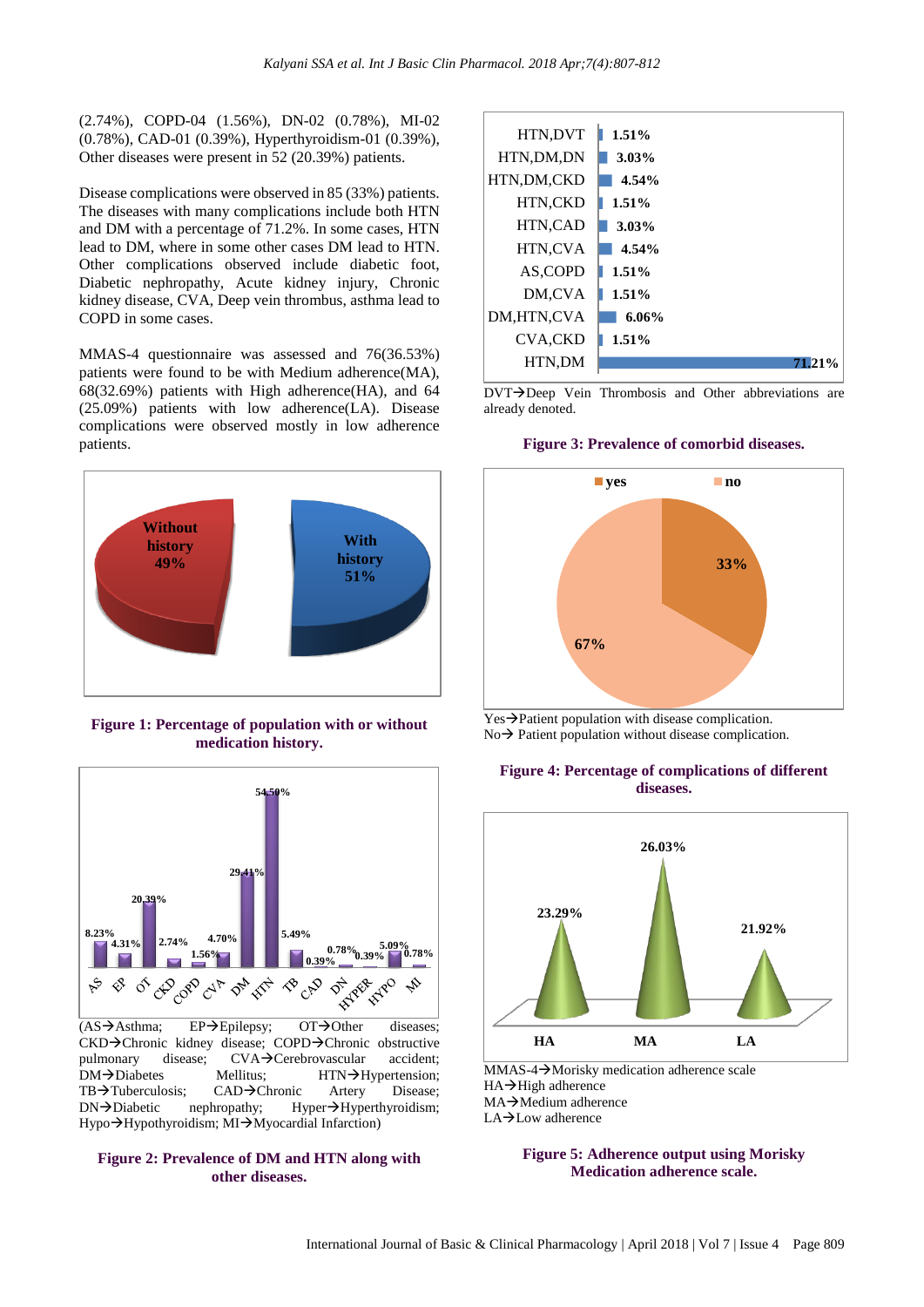(2.74%), COPD-04 (1.56%), DN-02 (0.78%), MI-02 (0.78%), CAD-01 (0.39%), Hyperthyroidism-01 (0.39%), Other diseases were present in 52 (20.39%) patients.

Disease complications were observed in 85 (33%) patients. The diseases with many complications include both HTN and DM with a percentage of 71.2%. In some cases, HTN lead to DM, where in some other cases DM lead to HTN. Other complications observed include diabetic foot, Diabetic nephropathy, Acute kidney injury, Chronic kidney disease, CVA, Deep vein thrombus, asthma lead to COPD in some cases.

MMAS-4 questionnaire was assessed and 76(36.53%) patients were found to be with Medium adherence(MA), 68(32.69%) patients with High adherence(HA), and 64 (25.09%) patients with low adherence(LA). Disease complications were observed mostly in low adherence patients.

**Figure 1: Percentage of population with or without medication history.**

(AS→Asthma; EP→Epilepsy; OT→Other diseases; CKD→Chronic kidney disease; COPD→Chronic obstructive pulmonary disease; CVA→Cerebrovascular accident; DM→Diabetes Mellitus; HTN→Hypertension; TB→Tuberculosis; CAD→Chronic Artery Disease; DN→Diabetic nephropathy; Hyper→Hyperthyroidism; Hypo→Hypothyroidism; MI→Myocardial Infarction)

**Figure 2: Prevalence of DM and HTN along with other diseases.**

DVT→Deep Vein Thrombosis and Other abbreviations are already denoted.

**Figure 3: Prevalence of comorbid diseases.**

Yes→Patient population with disease complication.
No→ Patient population without disease complication.

**Figure 4: Percentage of complications of different diseases.**

MMAS-4→Morisky medication adherence scale
HA→High adherence
MA→Medium adherence
LA→Low adherence

**Figure 5: Adherence output using Morisky Medication adherence scale.**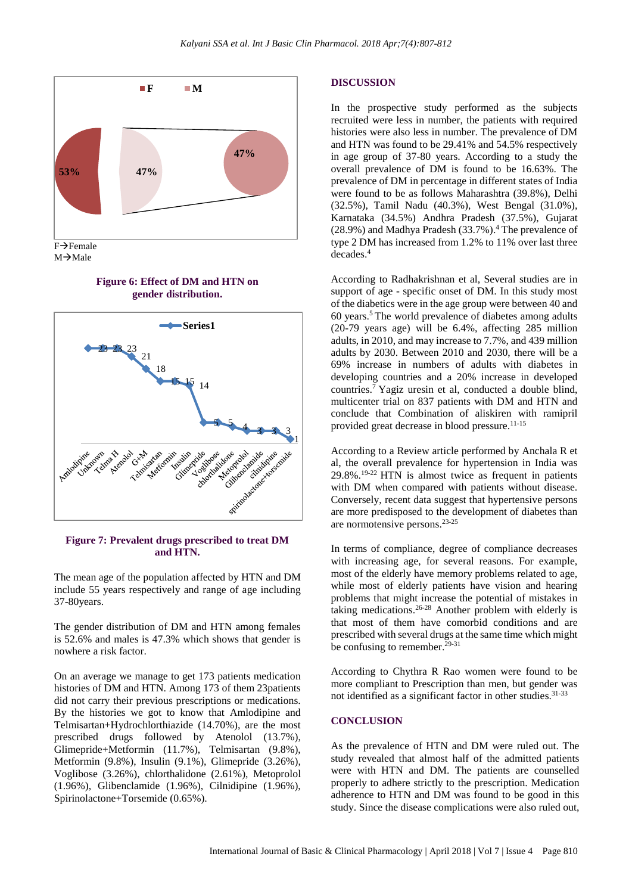F→Female
M→Male

**Figure 6: Effect of DM and HTN on gender distribution.**

**Figure 7: Prevalent drugs prescribed to treat DM and HTN.**

The mean age of the population affected by HTN and DM include 55 years respectively and range of age including 37-80years.

The gender distribution of DM and HTN among females is 52.6% and males is 47.3% which shows that gender is nowhere a risk factor.

On an average we manage to get 173 patients medication histories of DM and HTN. Among 173 of them 23patients did not carry their previous prescriptions or medications. By the histories we got to know that Amlodipine and Telmisartan+Hydrochlorthiazide (14.70%), are the most prescribed drugs followed by Atenolol (13.7%), Glimepride+Metformin (11.7%), Telmisartan (9.8%), Metformin (9.8%), Insulin (9.1%), Glimepride (3.26%), Voglibose (3.26%), chlorthalidone (2.61%), Metoprolol (1.96%), Glibenclamide (1.96%), Cilnidipine (1.96%), Spirinolactone+Torsemide (0.65%).

## DISCUSSION

In the prospective study performed as the subjects recruited were less in number, the patients with required histories were also less in number. The prevalence of DM and HTN was found to be 29.41% and 54.5% respectively in age group of 37-80 years. According to a study the overall prevalence of DM is found to be 16.63%. The prevalence of DM in percentage in different states of India were found to be as follows Maharashtra (39.8%), Delhi (32.5%), Tamil Nadu (40.3%), West Bengal (31.0%), Karnataka (34.5%) Andhra Pradesh (37.5%), Gujarat (28.9%) and Madhya Pradesh (33.7%).[4] The prevalence of type 2 DM has increased from 1.2% to 11% over last three decades.[4]

According to Radhakrishnan et al, Several studies are in support of age - specific onset of DM. In this study most of the diabetics were in the age group were between 40 and 60 years.[5] The world prevalence of diabetes among adults (20-79 years age) will be 6.4%, affecting 285 million adults, in 2010, and may increase to 7.7%, and 439 million adults by 2030. Between 2010 and 2030, there will be a 69% increase in numbers of adults with diabetes in developing countries and a 20% increase in developed countries.[7] Yagiz uresin et al, conducted a double blind, multicenter trial on 837 patients with DM and HTN and conclude that Combination of aliskiren with ramipril provided great decrease in blood pressure.[11-15]

According to a Review article performed by Anchala R et al, the overall prevalence for hypertension in India was 29.8%.[19-22] HTN is almost twice as frequent in patients with DM when compared with patients without disease. Conversely, recent data suggest that hypertensive persons are more predisposed to the development of diabetes than are normotensive persons.[23-25]

In terms of compliance, degree of compliance decreases with increasing age, for several reasons. For example, most of the elderly have memory problems related to age, while most of elderly patients have vision and hearing problems that might increase the potential of mistakes in taking medications.[26-28] Another problem with elderly is that most of them have comorbid conditions and are prescribed with several drugs at the same time which might be confusing to remember.[29-31]

According to Chythra R Rao women were found to be more compliant to Prescription than men, but gender was not identified as a significant factor in other studies.[31-33]

## CONCLUSION

As the prevalence of HTN and DM were ruled out. The study revealed that almost half of the admitted patients were with HTN and DM. The patients are counselled properly to adhere strictly to the prescription. Medication adherence to HTN and DM was found to be good in this study. Since the disease complications were also ruled out,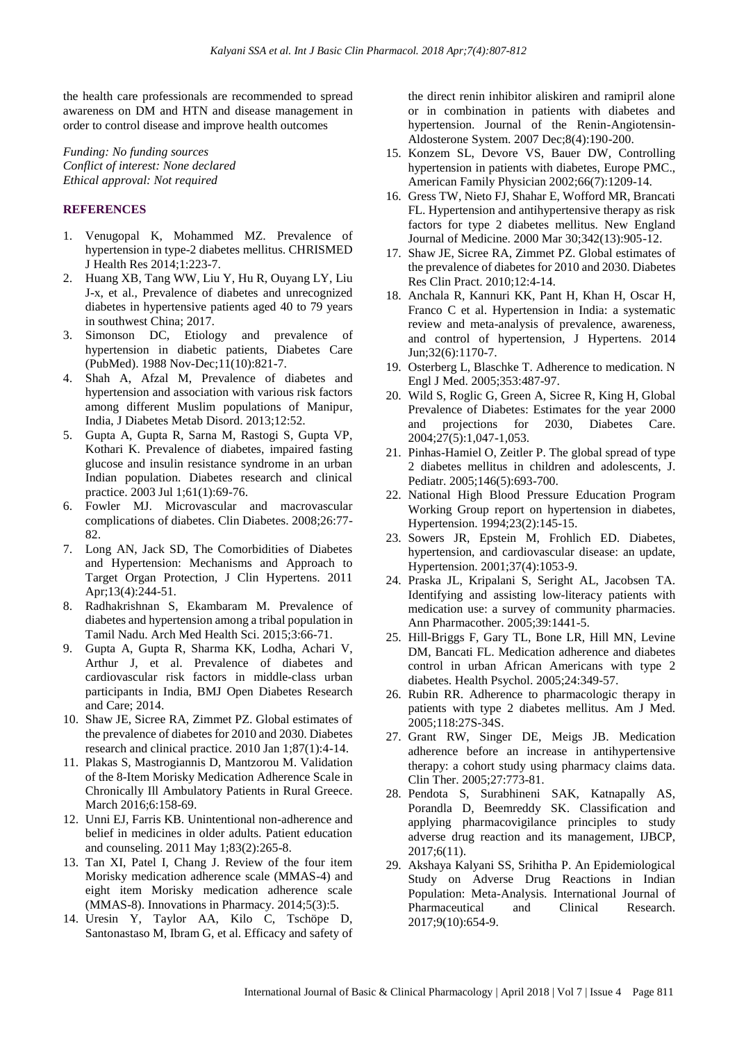the health care professionals are recommended to spread awareness on DM and HTN and disease management in order to control disease and improve health outcomes

*Funding: No funding sources*
*Conflict of interest: None declared*
*Ethical approval: Not required*

## REFERENCES

1. Venugopal K, Mohammed MZ. Prevalence of hypertension in type-2 diabetes mellitus. CHRISMED J Health Res 2014;1:223-7.
2. Huang XB, Tang WW, Liu Y, Hu R, Ouyang LY, Liu J-x, et al., Prevalence of diabetes and unrecognized diabetes in hypertensive patients aged 40 to 79 years in southwest China; 2017.
3. Simonson DC, Etiology and prevalence of hypertension in diabetic patients, Diabetes Care (PubMed). 1988 Nov-Dec;11(10):821-7.
4. Shah A, Afzal M, Prevalence of diabetes and hypertension and association with various risk factors among different Muslim populations of Manipur, India, J Diabetes Metab Disord. 2013;12:52.
5. Gupta A, Gupta R, Sarna M, Rastogi S, Gupta VP, Kothari K. Prevalence of diabetes, impaired fasting glucose and insulin resistance syndrome in an urban Indian population. Diabetes research and clinical practice. 2003 Jul 1;61(1):69-76.
6. Fowler MJ. Microvascular and macrovascular complications of diabetes. Clin Diabetes. 2008;26:77-82.
7. Long AN, Jack SD, The Comorbidities of Diabetes and Hypertension: Mechanisms and Approach to Target Organ Protection, J Clin Hypertens. 2011 Apr;13(4):244-51.
8. Radhakrishnan S, Ekambaram M. Prevalence of diabetes and hypertension among a tribal population in Tamil Nadu. Arch Med Health Sci. 2015;3:66-71.
9. Gupta A, Gupta R, Sharma KK, Lodha, Achari V, Arthur J, et al. Prevalence of diabetes and cardiovascular risk factors in middle-class urban participants in India, BMJ Open Diabetes Research and Care; 2014.
10. Shaw JE, Sicree RA, Zimmet PZ. Global estimates of the prevalence of diabetes for 2010 and 2030. Diabetes research and clinical practice. 2010 Jan 1;87(1):4-14.
11. Plakas S, Mastrogiannis D, Mantzorou M. Validation of the 8-Item Morisky Medication Adherence Scale in Chronically Ill Ambulatory Patients in Rural Greece. March 2016;6:158-69.
12. Unni EJ, Farris KB. Unintentional non-adherence and belief in medicines in older adults. Patient education and counseling. 2011 May 1;83(2):265-8.
13. Tan XI, Patel I, Chang J. Review of the four item Morisky medication adherence scale (MMAS-4) and eight item Morisky medication adherence scale (MMAS-8). Innovations in Pharmacy. 2014;5(3):5.
14. Uresin Y, Taylor AA, Kilo C, Tschöpe D, Santonastaso M, Ibram G, et al. Efficacy and safety of the direct renin inhibitor aliskiren and ramipril alone or in combination in patients with diabetes and hypertension. Journal of the Renin-Angiotensin-Aldosterone System. 2007 Dec;8(4):190-200.
15. Konzem SL, Devore VS, Bauer DW, Controlling hypertension in patients with diabetes, Europe PMC., American Family Physician 2002;66(7):1209-14.
16. Gress TW, Nieto FJ, Shahar E, Wofford MR, Brancati FL. Hypertension and antihypertensive therapy as risk factors for type 2 diabetes mellitus. New England Journal of Medicine. 2000 Mar 30;342(13):905-12.
17. Shaw JE, Sicree RA, Zimmet PZ. Global estimates of the prevalence of diabetes for 2010 and 2030. Diabetes Res Clin Pract. 2010;12:4-14.
18. Anchala R, Kannuri KK, Pant H, Khan H, Oscar H, Franco C et al. Hypertension in India: a systematic review and meta-analysis of prevalence, awareness, and control of hypertension, J Hypertens. 2014 Jun;32(6):1170-7.
19. Osterberg L, Blaschke T. Adherence to medication. N Engl J Med. 2005;353:487-97.
20. Wild S, Roglic G, Green A, Sicree R, King H, Global Prevalence of Diabetes: Estimates for the year 2000 and projections for 2030, Diabetes Care. 2004;27(5):1,047-1,053.
21. Pinhas-Hamiel O, Zeitler P. The global spread of type 2 diabetes mellitus in children and adolescents, J. Pediatr. 2005;146(5):693-700.
22. National High Blood Pressure Education Program Working Group report on hypertension in diabetes, Hypertension. 1994;23(2):145-15.
23. Sowers JR, Epstein M, Frohlich ED. Diabetes, hypertension, and cardiovascular disease: an update, Hypertension. 2001;37(4):1053-9.
24. Praska JL, Kripalani S, Seright AL, Jacobsen TA. Identifying and assisting low-literacy patients with medication use: a survey of community pharmacies. Ann Pharmacother. 2005;39:1441-5.
25. Hill-Briggs F, Gary TL, Bone LR, Hill MN, Levine DM, Bancati FL. Medication adherence and diabetes control in urban African Americans with type 2 diabetes. Health Psychol. 2005;24:349-57.
26. Rubin RR. Adherence to pharmacologic therapy in patients with type 2 diabetes mellitus. Am J Med. 2005;118:27S-34S.
27. Grant RW, Singer DE, Meigs JB. Medication adherence before an increase in antihypertensive therapy: a cohort study using pharmacy claims data. Clin Ther. 2005;27:773-81.
28. Pendota S, Surabhineni SAK, Katnapally AS, Porandla D, Beemreddy SK. Classification and applying pharmacovigilance principles to study adverse drug reaction and its management, IJBCP, 2017;6(11).
29. Akshaya Kalyani SS, Srihitha P. An Epidemiological Study on Adverse Drug Reactions in Indian Population: Meta-Analysis. International Journal of Pharmaceutical and Clinical Research. 2017;9(10):654-9.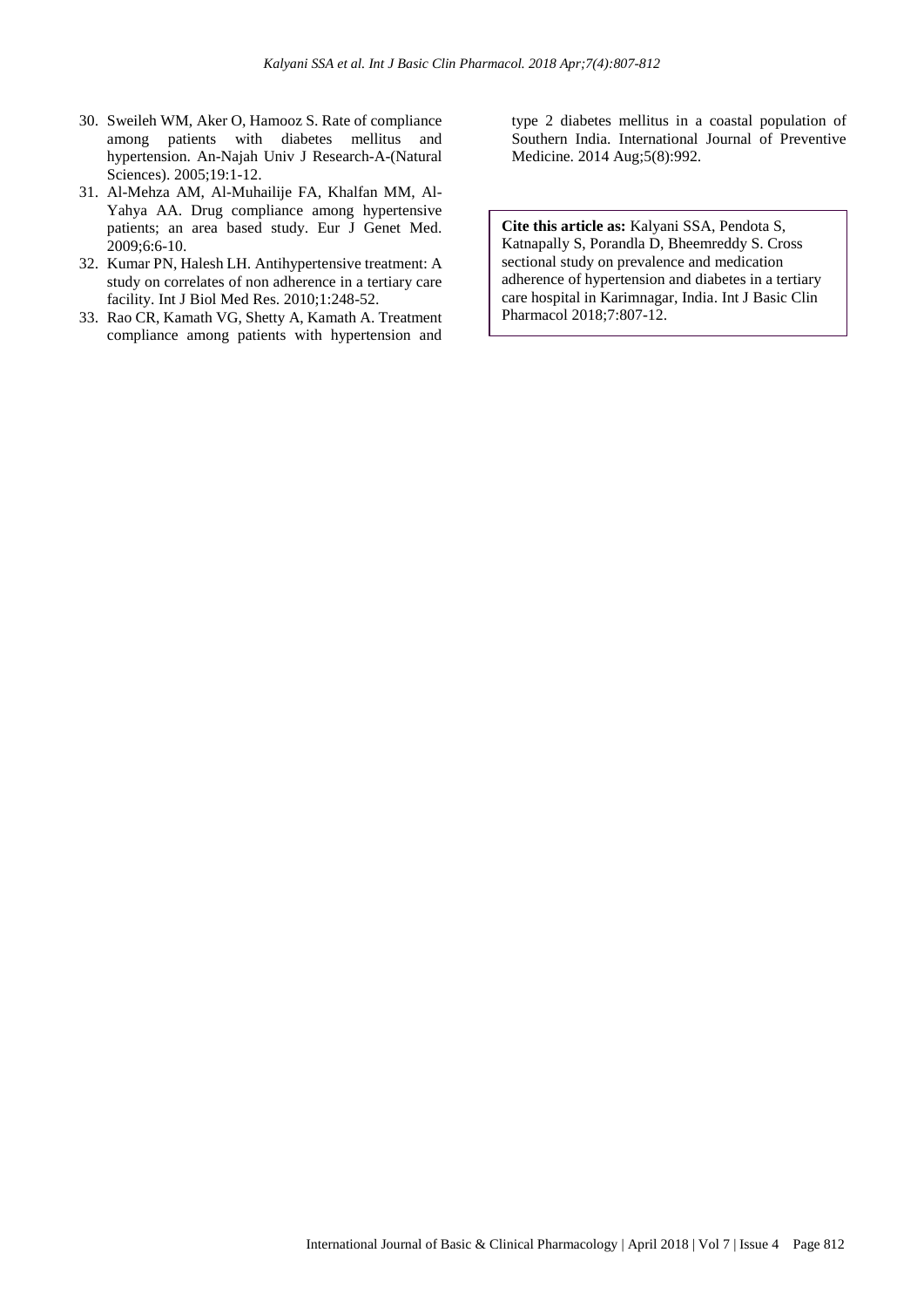30. Sweileh WM, Aker O, Hamooz S. Rate of compliance among patients with diabetes mellitus and hypertension. An-Najah Univ J Research-A-(Natural Sciences). 2005;19:1-12.
31. Al-Mehza AM, Al-Muhailije FA, Khalfan MM, Al-Yahya AA. Drug compliance among hypertensive patients; an area based study. Eur J Genet Med. 2009;6:6-10.
32. Kumar PN, Halesh LH. Antihypertensive treatment: A study on correlates of non adherence in a tertiary care facility. Int J Biol Med Res. 2010;1:248-52.
33. Rao CR, Kamath VG, Shetty A, Kamath A. Treatment compliance among patients with hypertension and type 2 diabetes mellitus in a coastal population of Southern India. International Journal of Preventive Medicine. 2014 Aug;5(8):992.

**Cite this article as:** Kalyani SSA, Pendota S, Katnapally S, Porandla D, Bheemreddy S. Cross sectional study on prevalence and medication adherence of hypertension and diabetes in a tertiary care hospital in Karimnagar, India. Int J Basic Clin Pharmacol 2018;7:807-12.